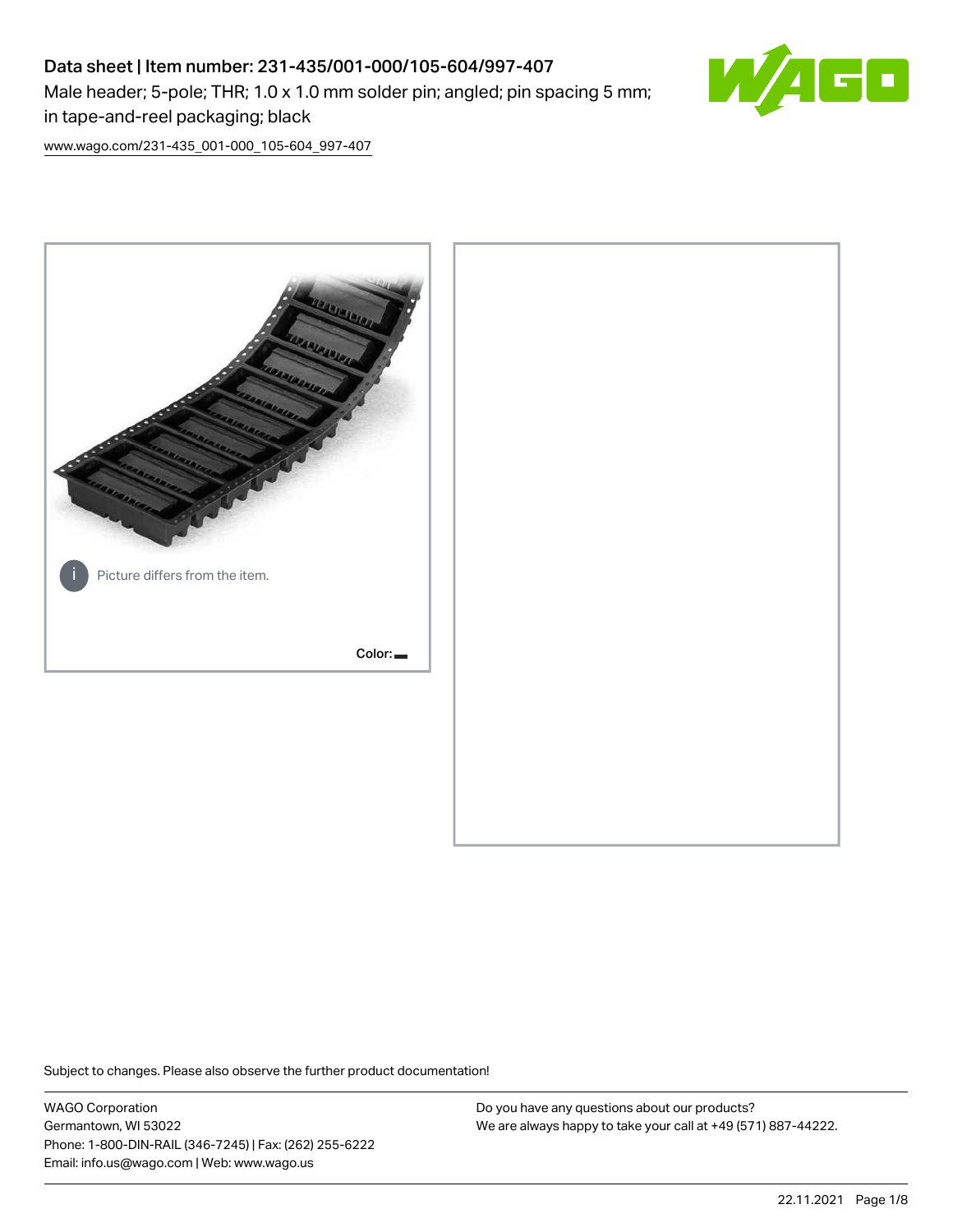# Data sheet | Item number: 231-435/001-000/105-604/997-407

Male header; 5-pole; THR; 1.0 x 1.0 mm solder pin; angled; pin spacing 5 mm; in tape-and-reel packaging; black

www.wago.com/231-435_001-000_105-604_997-407

Picture differs from the item.

Color:

Subject to changes. Please also observe the further product documentation!

WAGO Corporation
Germantown, WI 53022
Phone: 1-800-DIN-RAIL (346-7245) | Fax: (262) 255-6222
Email: info.us@wago.com | Web: www.wago.us

Do you have any questions about our products?
We are always happy to take your call at +49 (571) 887-44222.

22.11.2021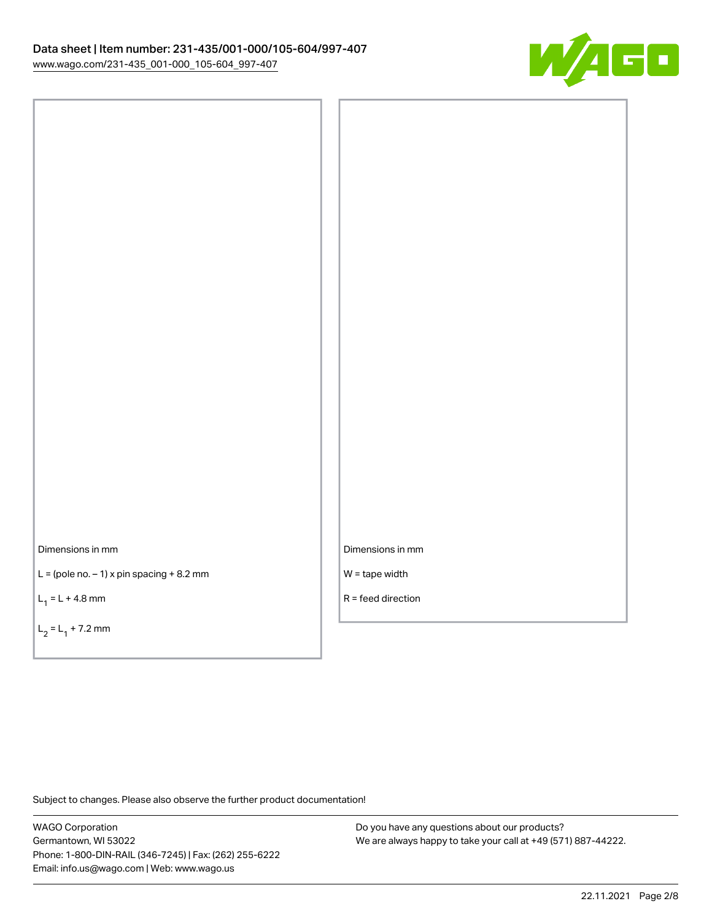Dimensions in mm

L = (pole no. – 1) x pin spacing + 8.2 mm

$L_1$ = L + 4.8 mm

$L_2$ = $L_1$ + 7.2 mm

Dimensions in mm

W = tape width

R = feed direction

Subject to changes. Please also observe the further product documentation!

WAGO Corporation
Germantown, WI 53022
Phone: 1-800-DIN-RAIL (346-7245) | Fax: (262) 255-6222
Email: info.us@wago.com | Web: www.wago.us

Do you have any questions about our products?
We are always happy to take your call at +49 (571) 887-44222.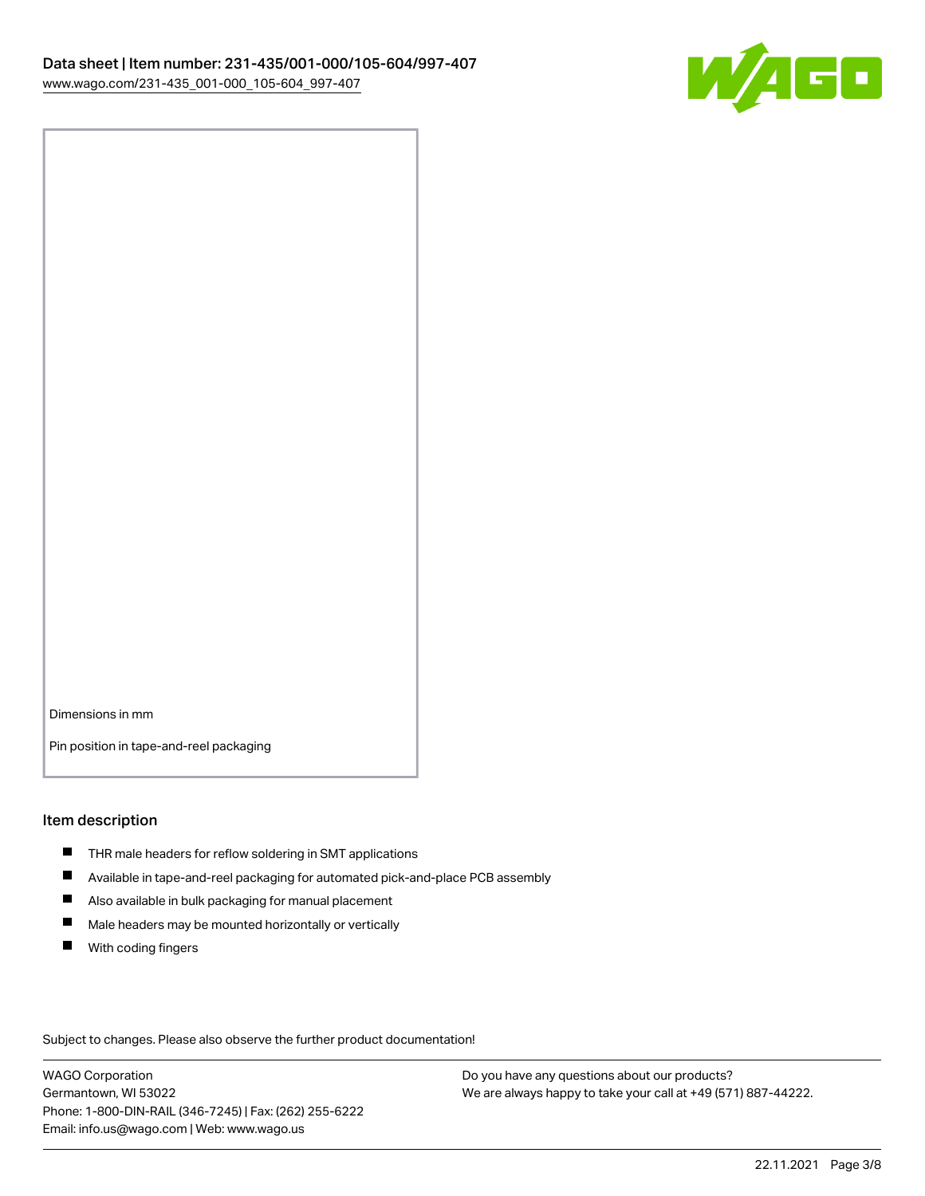Dimensions in mm

Pin position in tape-and-reel packaging

## Item description

- THR male headers for reflow soldering in SMT applications
- Available in tape-and-reel packaging for automated pick-and-place PCB assembly
- Also available in bulk packaging for manual placement
- Male headers may be mounted horizontally or vertically
- With coding fingers

Subject to changes. Please also observe the further product documentation!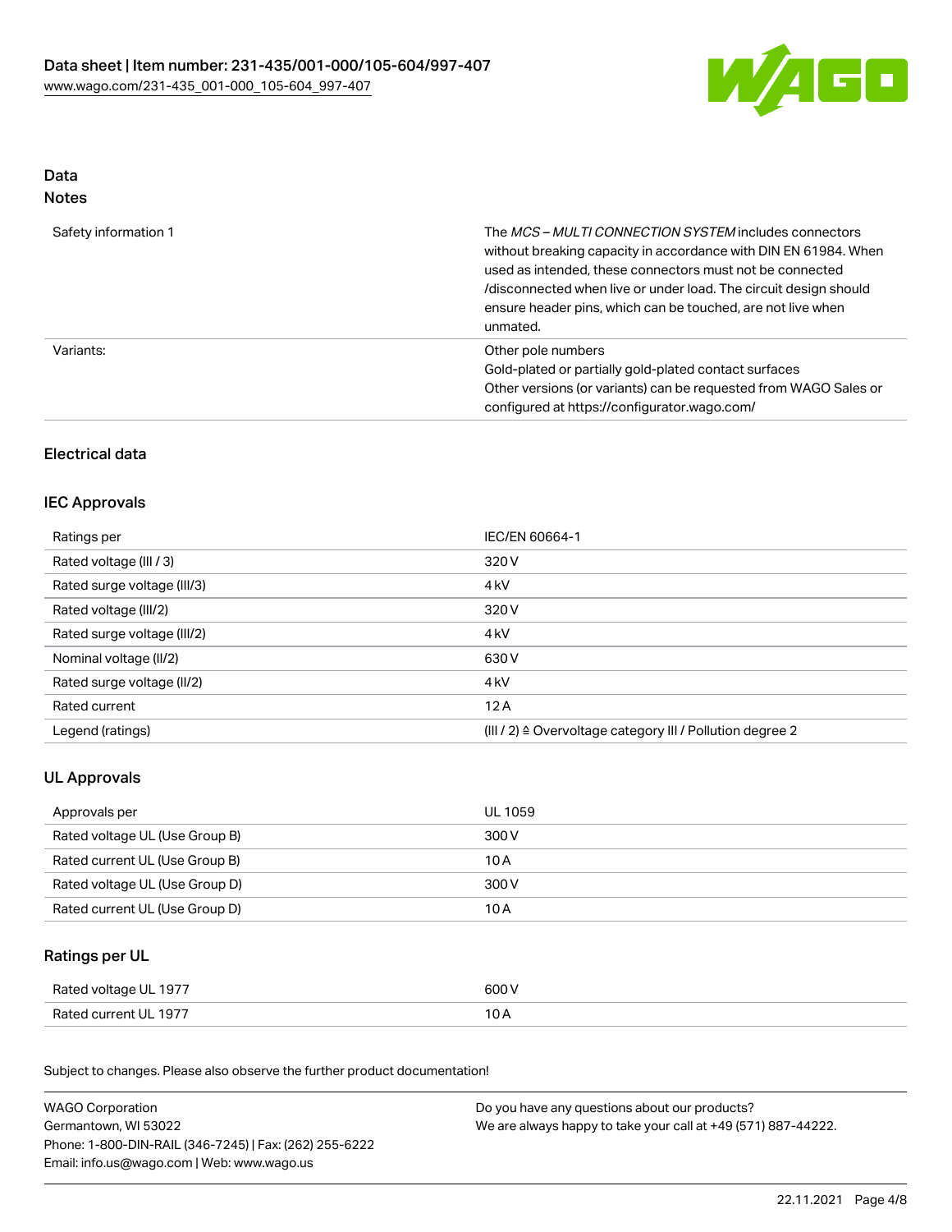## Data
### Notes

| | |
|---|---|
| Safety information 1 | The *MCS – MULTI CONNECTION SYSTEM* includes connectors without breaking capacity in accordance with DIN EN 61984. When used as intended, these connectors must not be connected /disconnected when live or under load. The circuit design should ensure header pins, which can be touched, are not live when unmated. |
| Variants: | Other pole numbers<br>Gold-plated or partially gold-plated contact surfaces<br>Other versions (or variants) can be requested from WAGO Sales or configured at https://configurator.wago.com/ |

## Electrical data

### IEC Approvals

| | |
|---|---|
| Ratings per | IEC/EN 60664-1 |
| Rated voltage (III / 3) | 320 V |
| Rated surge voltage (III/3) | 4 kV |
| Rated voltage (III/2) | 320 V |
| Rated surge voltage (III/2) | 4 kV |
| Nominal voltage (II/2) | 630 V |
| Rated surge voltage (II/2) | 4 kV |
| Rated current | 12 A |
| Legend (ratings) | (III / 2) ≙ Overvoltage category III / Pollution degree 2 |

### UL Approvals

| | |
|---|---|
| Approvals per | UL 1059 |
| Rated voltage UL (Use Group B) | 300 V |
| Rated current UL (Use Group B) | 10 A |
| Rated voltage UL (Use Group D) | 300 V |
| Rated current UL (Use Group D) | 10 A |

### Ratings per UL

| | |
|---|---|
| Rated voltage UL 1977 | 600 V |
| Rated current UL 1977 | 10 A |

Subject to changes. Please also observe the further product documentation!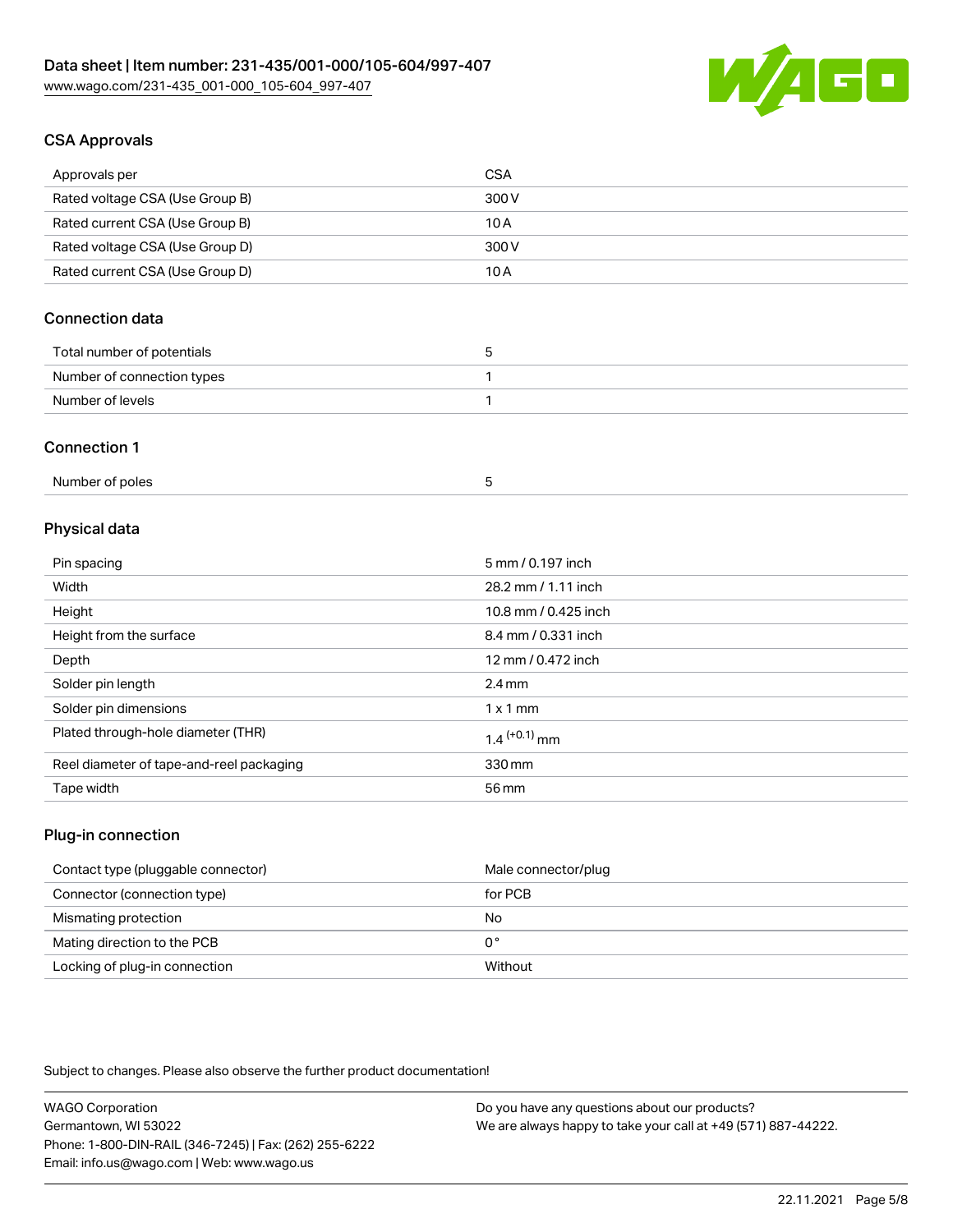## CSA Approvals

| Approvals per | CSA |
|---|---|
| Rated voltage CSA (Use Group B) | 300 V |
| Rated current CSA (Use Group B) | 10 A |
| Rated voltage CSA (Use Group D) | 300 V |
| Rated current CSA (Use Group D) | 10 A |

## Connection data

| Total number of potentials | 5 |
|---|---|
| Number of connection types | 1 |
| Number of levels | 1 |

## Connection 1

| Number of poles | 5 |
|---|---|

## Physical data

| Pin spacing | 5 mm / 0.197 inch |
|---|---|
| Width | 28.2 mm / 1.11 inch |
| Height | 10.8 mm / 0.425 inch |
| Height from the surface | 8.4 mm / 0.331 inch |
| Depth | 12 mm / 0.472 inch |
| Solder pin length | 2.4 mm |
| Solder pin dimensions | 1 x 1 mm |
| Plated through-hole diameter (THR) | $1.4^{(+0.1)}$ mm |
| Reel diameter of tape-and-reel packaging | 330 mm |
| Tape width | 56 mm |

## Plug-in connection

| Contact type (pluggable connector) | Male connector/plug |
|---|---|
| Connector (connection type) | for PCB |
| Mismating protection | No |
| Mating direction to the PCB | 0 ° |
| Locking of plug-in connection | Without |

Subject to changes. Please also observe the further product documentation!

WAGO Corporation
Germantown, WI 53022
Phone: 1-800-DIN-RAIL (346-7245) | Fax: (262) 255-6222
Email: info.us@wago.com | Web: www.wago.us

Do you have any questions about our products?
We are always happy to take your call at +49 (571) 887-44222.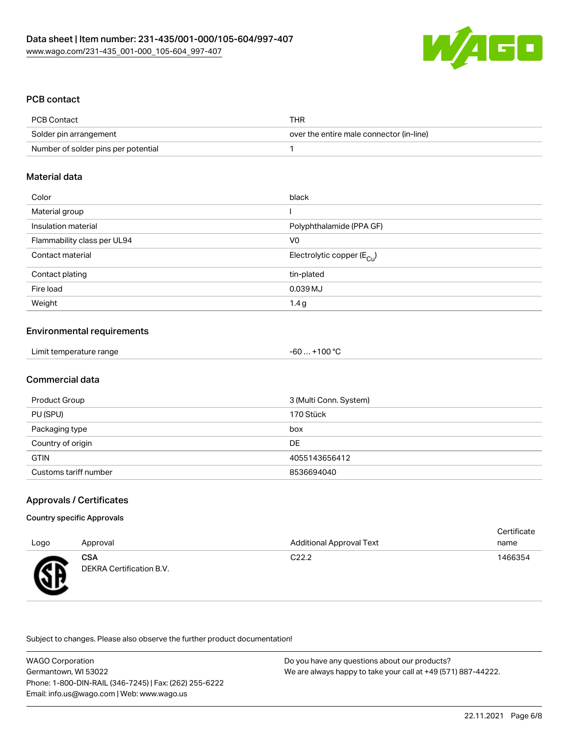## PCB contact

| PCB Contact | THR |
| --- | --- |
| Solder pin arrangement | over the entire male connector (in-line) |
| Number of solder pins per potential | 1 |

## Material data

| Color | black |
| --- | --- |
| Material group | I |
| Insulation material | Polyphthalamide (PPA GF) |
| Flammability class per UL94 | V0 |
| Contact material | Electrolytic copper ($E_{Cu}$) |
| Contact plating | tin-plated |
| Fire load | 0.039 MJ |
| Weight | 1.4 g |

## Environmental requirements

| Limit temperature range | -60 … +100 °C |
| --- | --- |

## Commercial data

| Product Group | 3 (Multi Conn. System) |
| --- | --- |
| PU (SPU) | 170 Stück |
| Packaging type | box |
| Country of origin | DE |
| GTIN | 4055143656412 |
| Customs tariff number | 8536694040 |

## Approvals / Certificates

### Country specific Approvals

| Logo | Approval | Additional Approval Text | Certificate name |
| --- | --- | --- | --- |
| | **CSA** DEKRA Certification B.V. | C22.2 | 1466354 |

Subject to changes. Please also observe the further product documentation!

WAGO Corporation
Germantown, WI 53022
Phone: 1-800-DIN-RAIL (346-7245) | Fax: (262) 255-6222
Email: info.us@wago.com | Web: www.wago.us

Do you have any questions about our products?
We are always happy to take your call at +49 (571) 887-44222.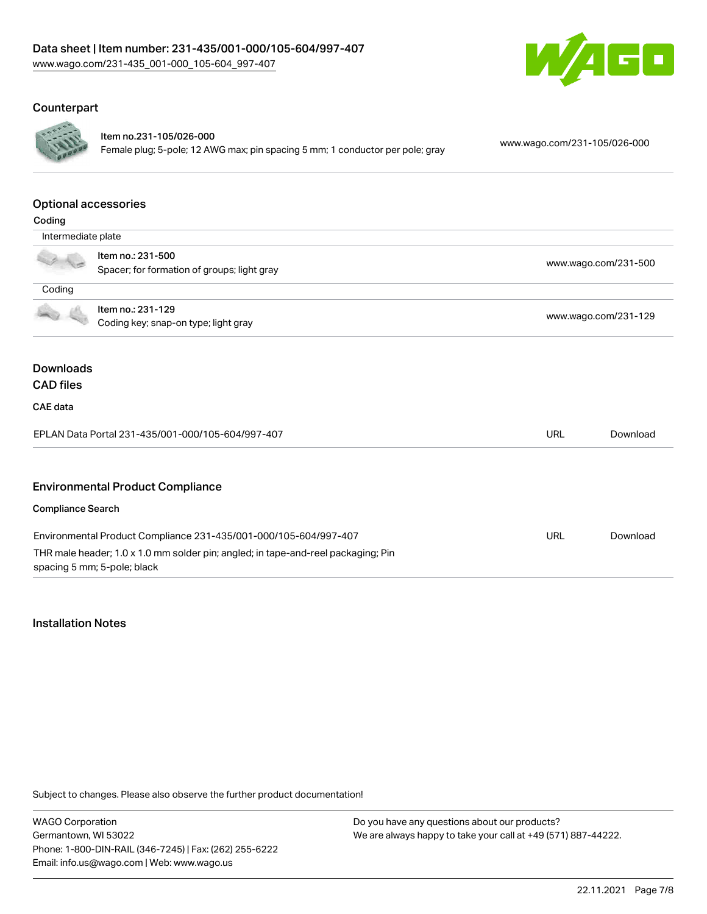## Counterpart

| | | |
|---|---|---|
| | Item no.231-105/026-000<br>Female plug; 5-pole; 12 AWG max; pin spacing 5 mm; 1 conductor per pole; gray | www.wago.com/231-105/026-000 |

## Optional accessories

### Coding

| Intermediate plate | | |
|---|---|---|
| | Item no.: 231-500<br>Spacer; for formation of groups; light gray | www.wago.com/231-500 |

| Coding | | |
|---|---|---|
| | Item no.: 231-129<br>Coding key; snap-on type; light gray | www.wago.com/231-129 |

## Downloads

### CAD files

#### CAE data

| | | |
|---|---|---|
| EPLAN Data Portal 231-435/001-000/105-604/997-407 | URL | Download |

## Environmental Product Compliance

#### Compliance Search

| | | |
|---|---|---|
| Environmental Product Compliance 231-435/001-000/105-604/997-407<br>THR male header; 1.0 x 1.0 mm solder pin; angled; in tape-and-reel packaging; Pin spacing 5 mm; 5-pole; black | URL | Download |

## Installation Notes

Subject to changes. Please also observe the further product documentation!

WAGO Corporation
Germantown, WI 53022
Phone: 1-800-DIN-RAIL (346-7245) | Fax: (262) 255-6222
Email: info.us@wago.com | Web: www.wago.us

Do you have any questions about our products?
We are always happy to take your call at +49 (571) 887-44222.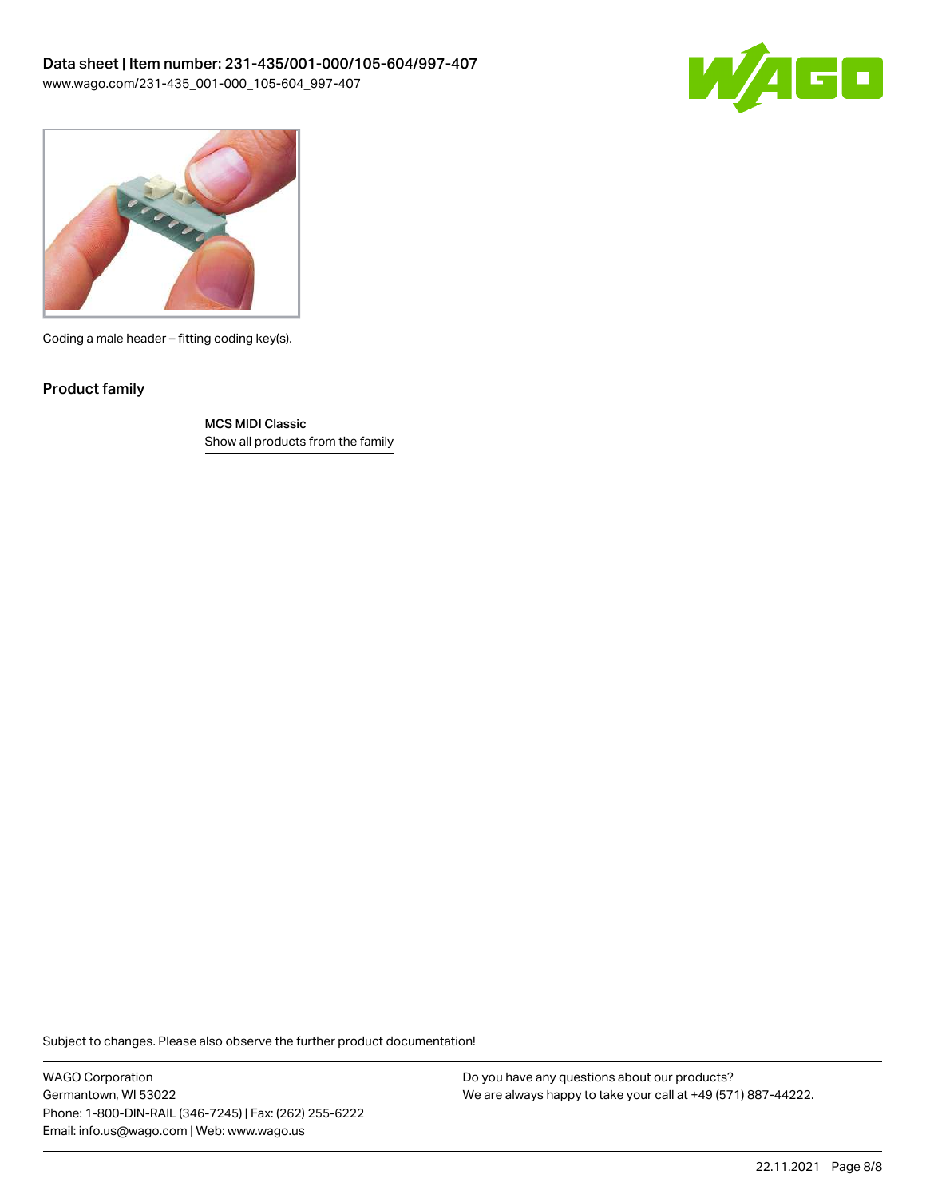Coding a male header – fitting coding key(s).

## Product family

MCS MIDI Classic
Show all products from the family

Subject to changes. Please also observe the further product documentation!

WAGO Corporation
Germantown, WI 53022
Phone: 1-800-DIN-RAIL (346-7245) | Fax: (262) 255-6222
Email: info.us@wago.com | Web: www.wago.us

Do you have any questions about our products?
We are always happy to take your call at +49 (571) 887-44222.